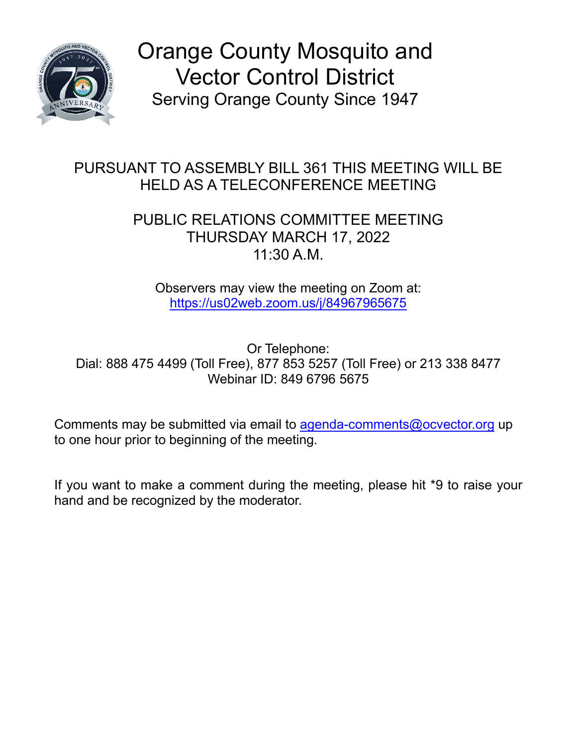# Orange County Mosquito and Vector Control District

Serving Orange County Since 1947

PURSUANT TO ASSEMBLY BILL 361 THIS MEETING WILL BE HELD AS A TELECONFERENCE MEETING

## PUBLIC RELATIONS COMMITTEE MEETING
## THURSDAY MARCH 17, 2022
## 11:30 A.M.

Observers may view the meeting on Zoom at:
https://us02web.zoom.us/j/84967965675

Or Telephone:
Dial: 888 475 4499 (Toll Free), 877 853 5257 (Toll Free) or 213 338 8477
Webinar ID: 849 6796 5675

Comments may be submitted via email to agenda-comments@ocvector.org up to one hour prior to beginning of the meeting.

If you want to make a comment during the meeting, please hit *9 to raise your hand and be recognized by the moderator.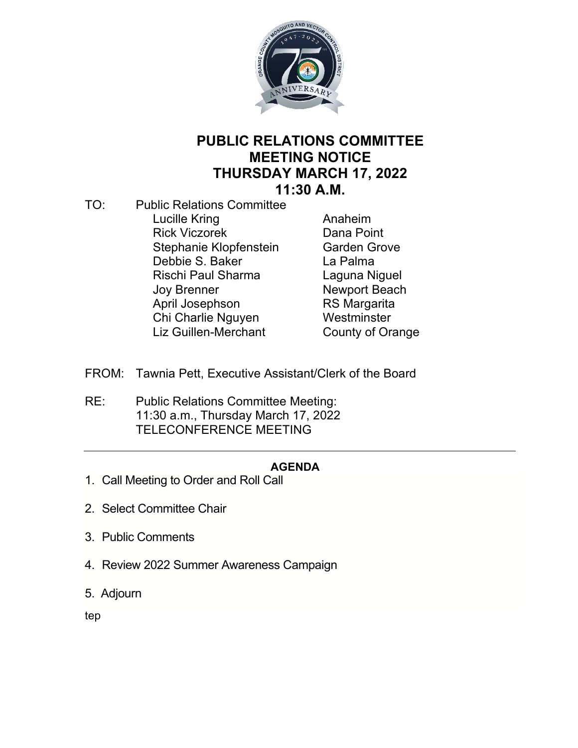# PUBLIC RELATIONS COMMITTEE MEETING NOTICE THURSDAY MARCH 17, 2022 11:30 A.M.

TO: Public Relations Committee

| | |
|---|---|
| Lucille Kring | Anaheim |
| Rick Viczorek | Dana Point |
| Stephanie Klopfenstein | Garden Grove |
| Debbie S. Baker | La Palma |
| Rischi Paul Sharma | Laguna Niguel |
| Joy Brenner | Newport Beach |
| April Josephson | RS Margarita |
| Chi Charlie Nguyen | Westminster |
| Liz Guillen-Merchant | County of Orange |

FROM: Tawnia Pett, Executive Assistant/Clerk of the Board

RE: Public Relations Committee Meeting:
11:30 a.m., Thursday March 17, 2022
TELECONFERENCE MEETING

---

**AGENDA**

1. Call Meeting to Order and Roll Call
2. Select Committee Chair
3. Public Comments
4. Review 2022 Summer Awareness Campaign
5. Adjourn

tep